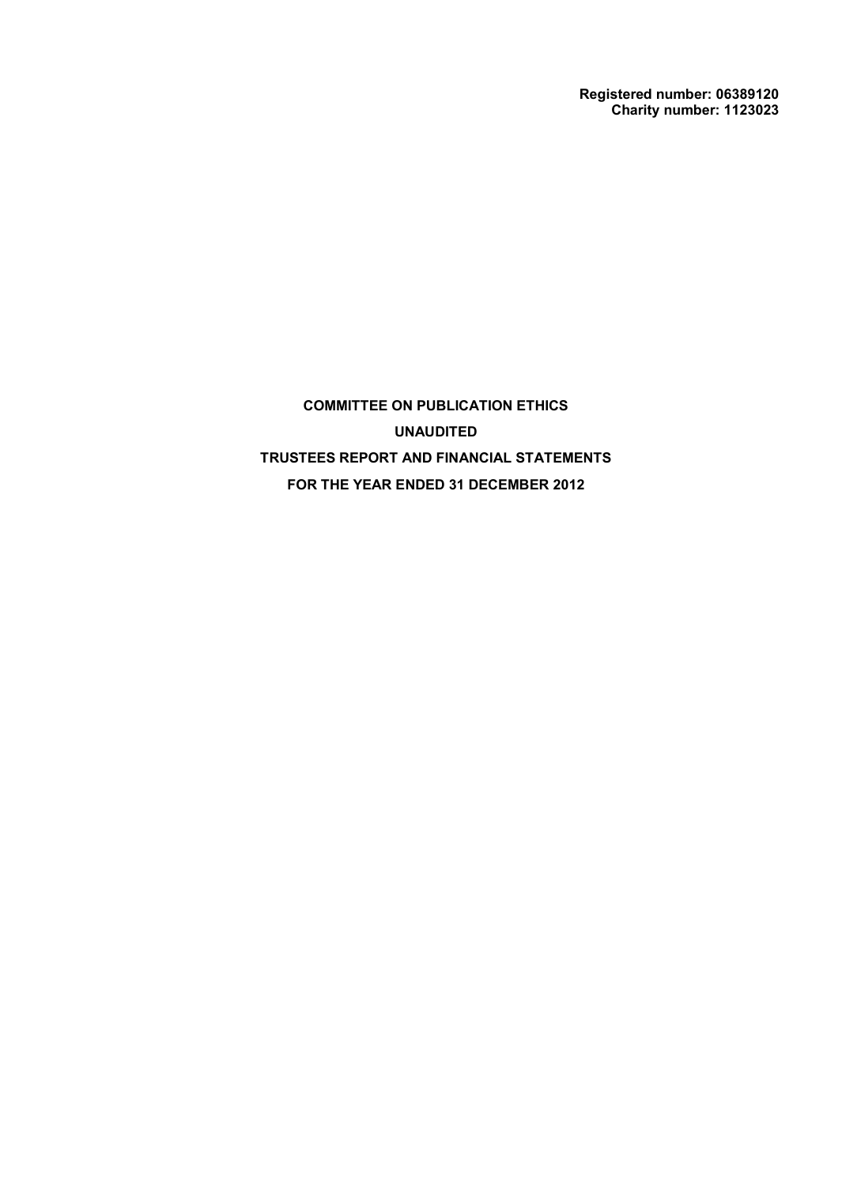**Registered number: 06389120**
**Charity number: 1123023**

# COMMITTEE ON PUBLICATION ETHICS

**UNAUDITED**

**TRUSTEES REPORT AND FINANCIAL STATEMENTS**

**FOR THE YEAR ENDED 31 DECEMBER 2012**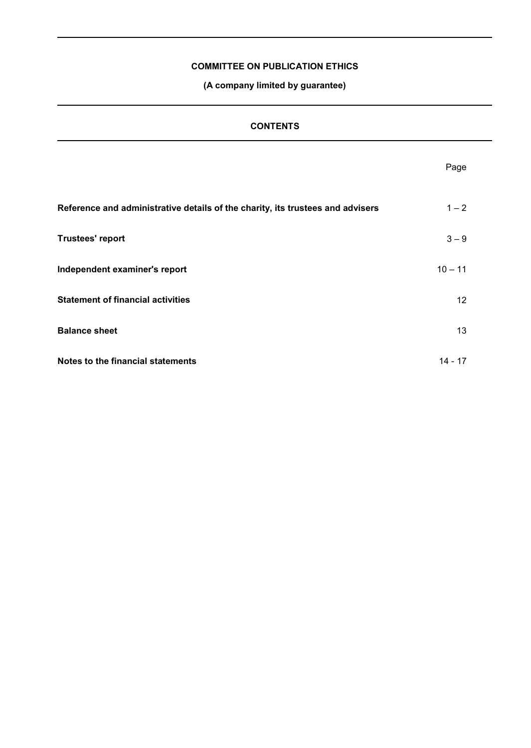**COMMITTEE ON PUBLICATION ETHICS**

**(A company limited by guarantee)**

## CONTENTS

| | Page |
|---|---|
| **Reference and administrative details of the charity, its trustees and advisers** | 1 – 2 |
| **Trustees' report** | 3 – 9 |
| **Independent examiner's report** | 10 – 11 |
| **Statement of financial activities** | 12 |
| **Balance sheet** | 13 |
| **Notes to the financial statements** | 14 - 17 |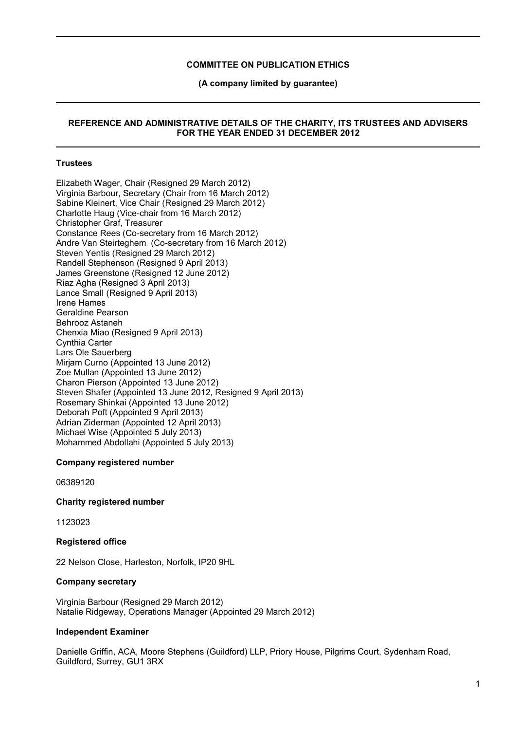**COMMITTEE ON PUBLICATION ETHICS**

**(A company limited by guarantee)**

---

**REFERENCE AND ADMINISTRATIVE DETAILS OF THE CHARITY, ITS TRUSTEES AND ADVISERS FOR THE YEAR ENDED 31 DECEMBER 2012**

---

### Trustees

Elizabeth Wager, Chair (Resigned 29 March 2012)
Virginia Barbour, Secretary (Chair from 16 March 2012)
Sabine Kleinert, Vice Chair (Resigned 29 March 2012)
Charlotte Haug (Vice-chair from 16 March 2012)
Christopher Graf, Treasurer
Constance Rees (Co-secretary from 16 March 2012)
Andre Van Steirteghem (Co-secretary from 16 March 2012)
Steven Yentis (Resigned 29 March 2012)
Randell Stephenson (Resigned 9 April 2013)
James Greenstone (Resigned 12 June 2012)
Riaz Agha (Resigned 3 April 2013)
Lance Small (Resigned 9 April 2013)
Irene Hames
Geraldine Pearson
Behrooz Astaneh
Chenxia Miao (Resigned 9 April 2013)
Cynthia Carter
Lars Ole Sauerberg
Mirjam Curno (Appointed 13 June 2012)
Zoe Mullan (Appointed 13 June 2012)
Charon Pierson (Appointed 13 June 2012)
Steven Shafer (Appointed 13 June 2012, Resigned 9 April 2013)
Rosemary Shinkai (Appointed 13 June 2012)
Deborah Poft (Appointed 9 April 2013)
Adrian Ziderman (Appointed 12 April 2013)
Michael Wise (Appointed 5 July 2013)
Mohammed Abdollahi (Appointed 5 July 2013)

### Company registered number

06389120

### Charity registered number

1123023

### Registered office

22 Nelson Close, Harleston, Norfolk, IP20 9HL

### Company secretary

Virginia Barbour (Resigned 29 March 2012)
Natalie Ridgeway, Operations Manager (Appointed 29 March 2012)

### Independent Examiner

Danielle Griffin, ACA, Moore Stephens (Guildford) LLP, Priory House, Pilgrims Court, Sydenham Road, Guildford, Surrey, GU1 3RX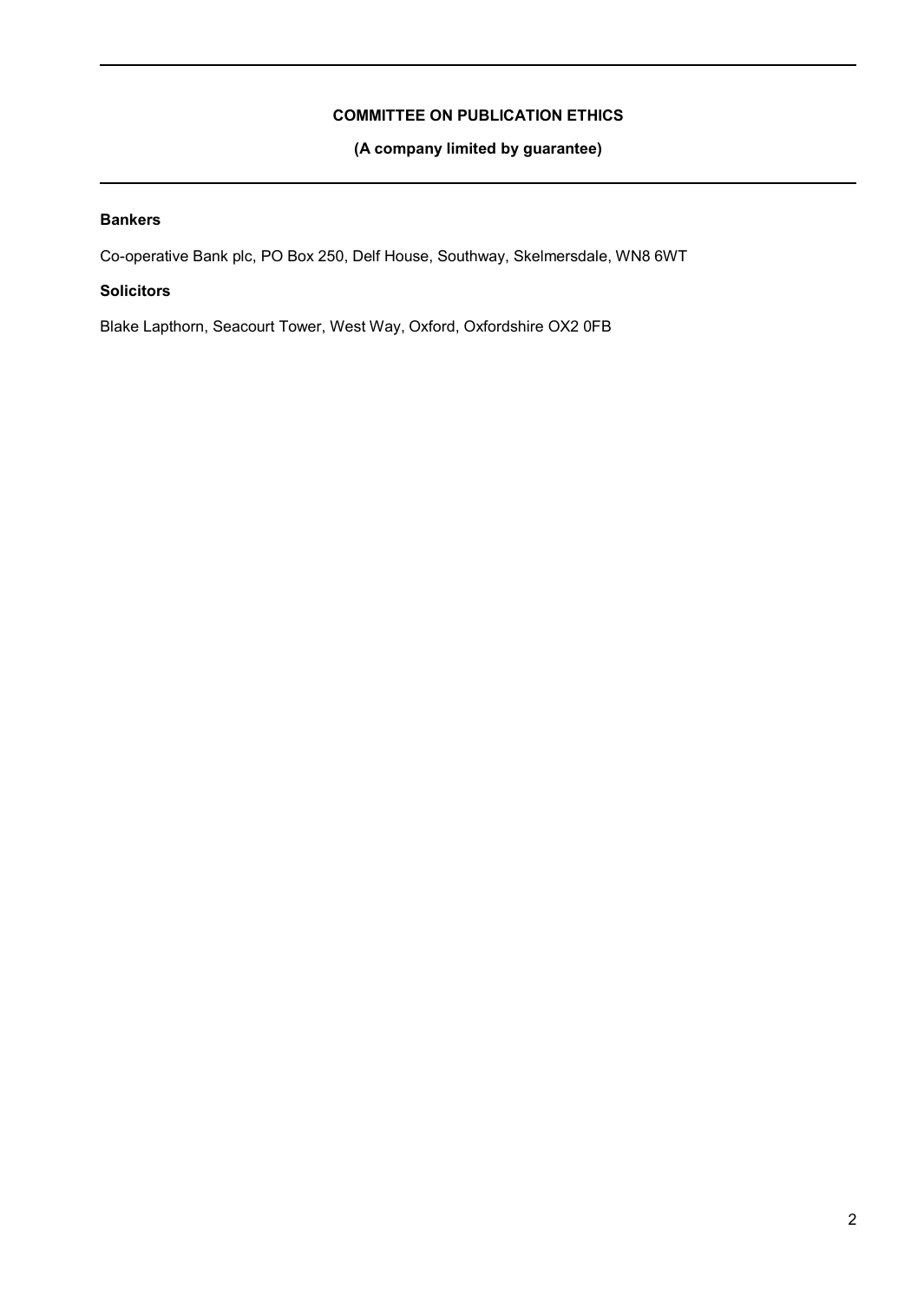**COMMITTEE ON PUBLICATION ETHICS**

**(A company limited by guarantee)**

**Bankers**

Co-operative Bank plc, PO Box 250, Delf House, Southway, Skelmersdale, WN8 6WT

**Solicitors**

Blake Lapthorn, Seacourt Tower, West Way, Oxford, Oxfordshire OX2 0FB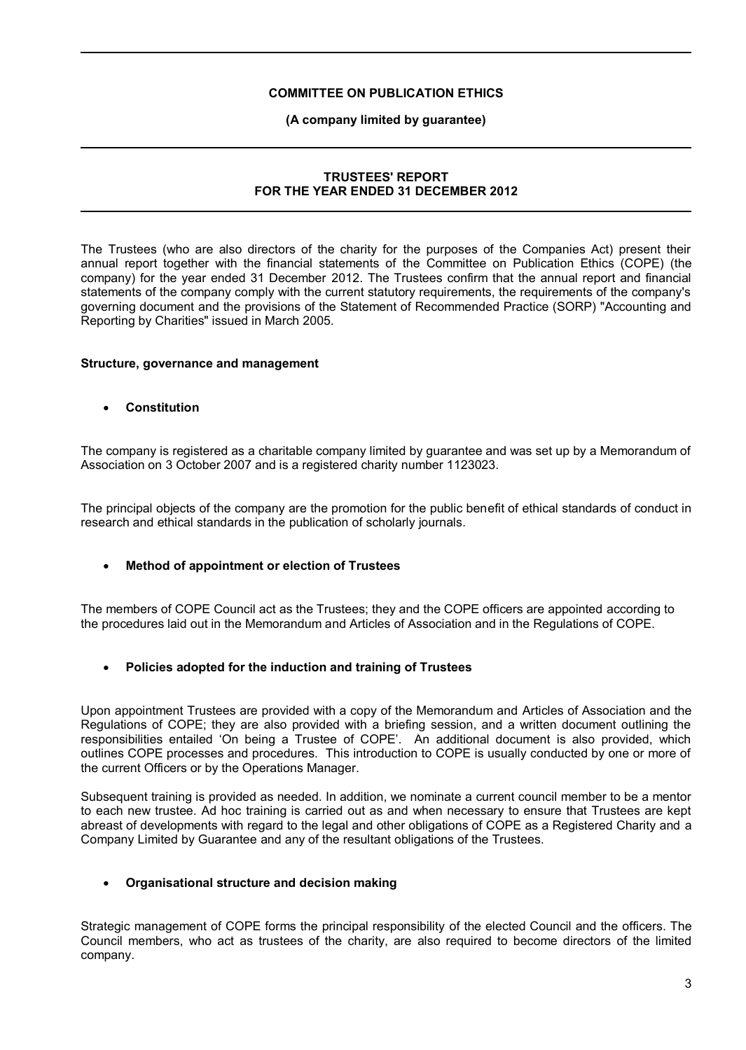**COMMITTEE ON PUBLICATION ETHICS**

**(A company limited by guarantee)**

## TRUSTEES' REPORT
## FOR THE YEAR ENDED 31 DECEMBER 2012

The Trustees (who are also directors of the charity for the purposes of the Companies Act) present their annual report together with the financial statements of the Committee on Publication Ethics (COPE) (the company) for the year ended 31 December 2012. The Trustees confirm that the annual report and financial statements of the company comply with the current statutory requirements, the requirements of the company's governing document and the provisions of the Statement of Recommended Practice (SORP) "Accounting and Reporting by Charities" issued in March 2005.

### Structure, governance and management

- **Constitution**

The company is registered as a charitable company limited by guarantee and was set up by a Memorandum of Association on 3 October 2007 and is a registered charity number 1123023.

The principal objects of the company are the promotion for the public benefit of ethical standards of conduct in research and ethical standards in the publication of scholarly journals.

- **Method of appointment or election of Trustees**

The members of COPE Council act as the Trustees; they and the COPE officers are appointed according to the procedures laid out in the Memorandum and Articles of Association and in the Regulations of COPE.

- **Policies adopted for the induction and training of Trustees**

Upon appointment Trustees are provided with a copy of the Memorandum and Articles of Association and the Regulations of COPE; they are also provided with a briefing session, and a written document outlining the responsibilities entailed 'On being a Trustee of COPE'. An additional document is also provided, which outlines COPE processes and procedures. This introduction to COPE is usually conducted by one or more of the current Officers or by the Operations Manager.

Subsequent training is provided as needed. In addition, we nominate a current council member to be a mentor to each new trustee. Ad hoc training is carried out as and when necessary to ensure that Trustees are kept abreast of developments with regard to the legal and other obligations of COPE as a Registered Charity and a Company Limited by Guarantee and any of the resultant obligations of the Trustees.

- **Organisational structure and decision making**

Strategic management of COPE forms the principal responsibility of the elected Council and the officers. The Council members, who act as trustees of the charity, are also required to become directors of the limited company.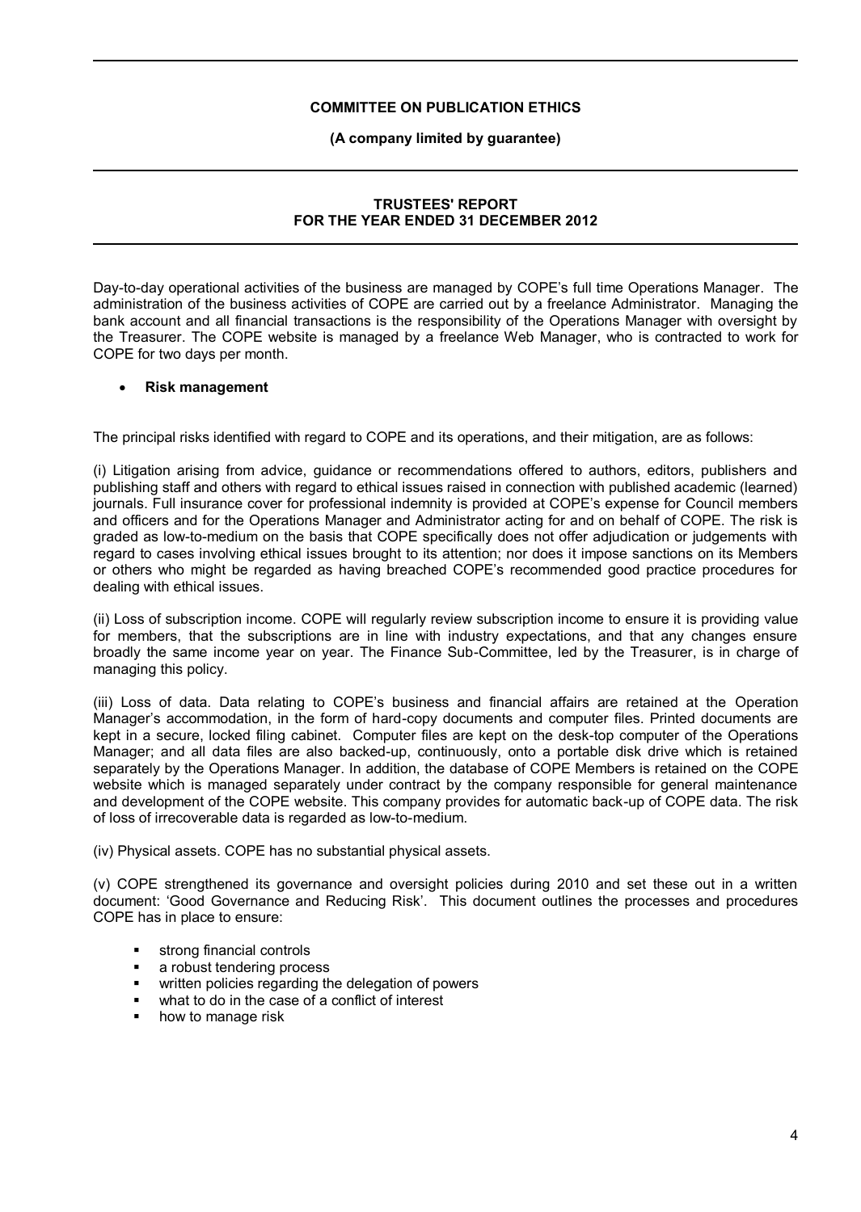**COMMITTEE ON PUBLICATION ETHICS**

**(A company limited by guarantee)**

**TRUSTEES' REPORT**
**FOR THE YEAR ENDED 31 DECEMBER 2012**

Day-to-day operational activities of the business are managed by COPE's full time Operations Manager. The administration of the business activities of COPE are carried out by a freelance Administrator. Managing the bank account and all financial transactions is the responsibility of the Operations Manager with oversight by the Treasurer. The COPE website is managed by a freelance Web Manager, who is contracted to work for COPE for two days per month.

- **Risk management**

The principal risks identified with regard to COPE and its operations, and their mitigation, are as follows:

(i) Litigation arising from advice, guidance or recommendations offered to authors, editors, publishers and publishing staff and others with regard to ethical issues raised in connection with published academic (learned) journals. Full insurance cover for professional indemnity is provided at COPE's expense for Council members and officers and for the Operations Manager and Administrator acting for and on behalf of COPE. The risk is graded as low-to-medium on the basis that COPE specifically does not offer adjudication or judgements with regard to cases involving ethical issues brought to its attention; nor does it impose sanctions on its Members or others who might be regarded as having breached COPE's recommended good practice procedures for dealing with ethical issues.

(ii) Loss of subscription income. COPE will regularly review subscription income to ensure it is providing value for members, that the subscriptions are in line with industry expectations, and that any changes ensure broadly the same income year on year. The Finance Sub-Committee, led by the Treasurer, is in charge of managing this policy.

(iii) Loss of data. Data relating to COPE's business and financial affairs are retained at the Operation Manager's accommodation, in the form of hard-copy documents and computer files. Printed documents are kept in a secure, locked filing cabinet. Computer files are kept on the desk-top computer of the Operations Manager; and all data files are also backed-up, continuously, onto a portable disk drive which is retained separately by the Operations Manager. In addition, the database of COPE Members is retained on the COPE website which is managed separately under contract by the company responsible for general maintenance and development of the COPE website. This company provides for automatic back-up of COPE data. The risk of loss of irrecoverable data is regarded as low-to-medium.

(iv) Physical assets. COPE has no substantial physical assets.

(v) COPE strengthened its governance and oversight policies during 2010 and set these out in a written document: 'Good Governance and Reducing Risk'. This document outlines the processes and procedures COPE has in place to ensure:

- strong financial controls
- a robust tendering process
- written policies regarding the delegation of powers
- what to do in the case of a conflict of interest
- how to manage risk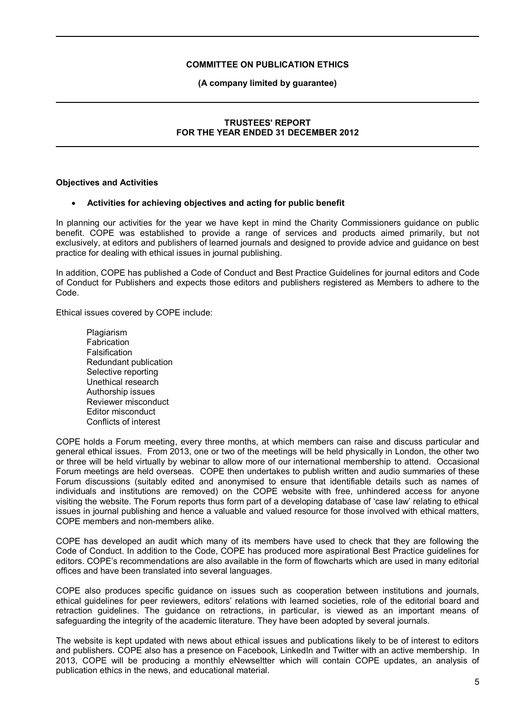**COMMITTEE ON PUBLICATION ETHICS**

**(A company limited by guarantee)**

**TRUSTEES' REPORT**
**FOR THE YEAR ENDED 31 DECEMBER 2012**

**Objectives and Activities**

- **Activities for achieving objectives and acting for public benefit**

In planning our activities for the year we have kept in mind the Charity Commissioners guidance on public benefit. COPE was established to provide a range of services and products aimed primarily, but not exclusively, at editors and publishers of learned journals and designed to provide advice and guidance on best practice for dealing with ethical issues in journal publishing.

In addition, COPE has published a Code of Conduct and Best Practice Guidelines for journal editors and Code of Conduct for Publishers and expects those editors and publishers registered as Members to adhere to the Code.

Ethical issues covered by COPE include:

Plagiarism
Fabrication
Falsification
Redundant publication
Selective reporting
Unethical research
Authorship issues
Reviewer misconduct
Editor misconduct
Conflicts of interest

COPE holds a Forum meeting, every three months, at which members can raise and discuss particular and general ethical issues. From 2013, one or two of the meetings will be held physically in London, the other two or three will be held virtually by webinar to allow more of our international membership to attend. Occasional Forum meetings are held overseas. COPE then undertakes to publish written and audio summaries of these Forum discussions (suitably edited and anonymised to ensure that identifiable details such as names of individuals and institutions are removed) on the COPE website with free, unhindered access for anyone visiting the website. The Forum reports thus form part of a developing database of 'case law' relating to ethical issues in journal publishing and hence a valuable and valued resource for those involved with ethical matters, COPE members and non-members alike.

COPE has developed an audit which many of its members have used to check that they are following the Code of Conduct. In addition to the Code, COPE has produced more aspirational Best Practice guidelines for editors. COPE's recommendations are also available in the form of flowcharts which are used in many editorial offices and have been translated into several languages.

COPE also produces specific guidance on issues such as cooperation between institutions and journals, ethical guidelines for peer reviewers, editors' relations with learned societies, role of the editorial board and retraction guidelines. The guidance on retractions, in particular, is viewed as an important means of safeguarding the integrity of the academic literature. They have been adopted by several journals.

The website is kept updated with news about ethical issues and publications likely to be of interest to editors and publishers. COPE also has a presence on Facebook, LinkedIn and Twitter with an active membership. In 2013, COPE will be producing a monthly eNewseltter which will contain COPE updates, an analysis of publication ethics in the news, and educational material.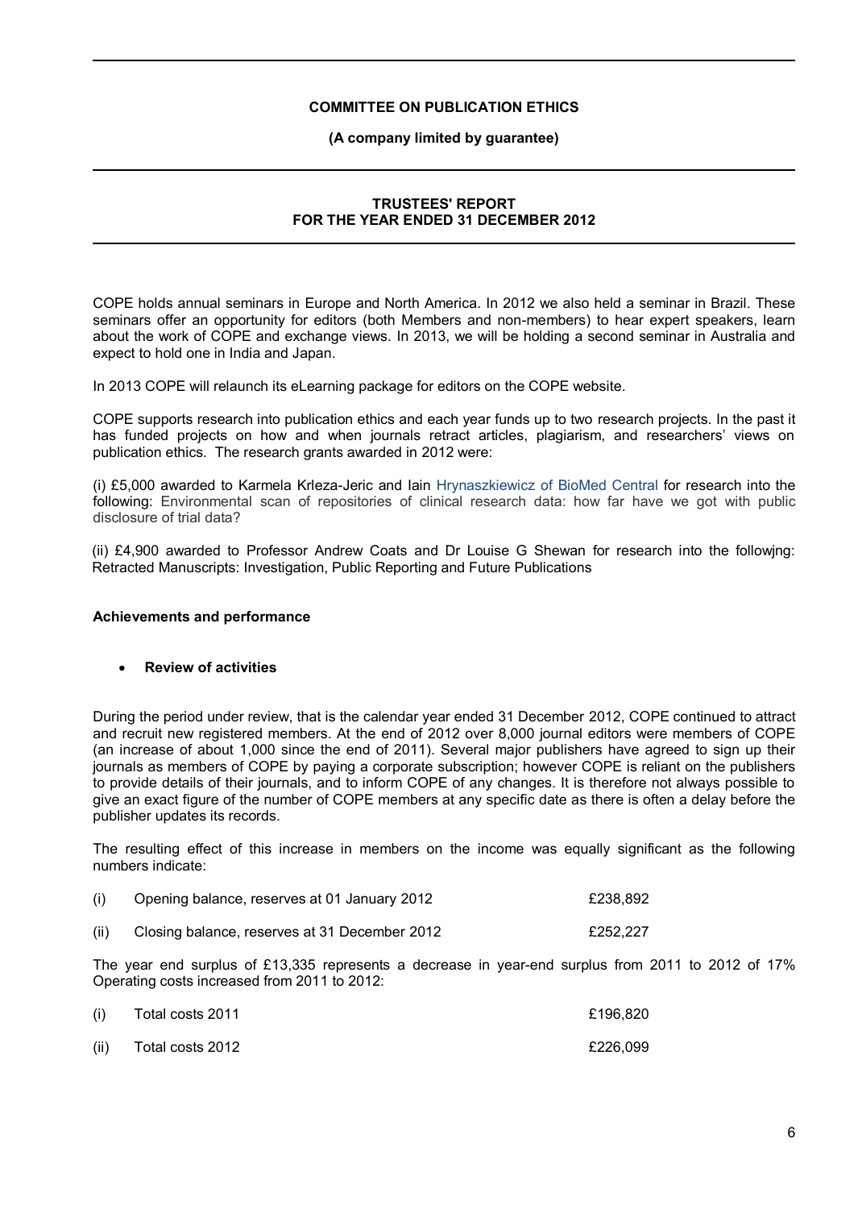COPE holds annual seminars in Europe and North America. In 2012 we also held a seminar in Brazil. These seminars offer an opportunity for editors (both Members and non-members) to hear expert speakers, learn about the work of COPE and exchange views. In 2013, we will be holding a second seminar in Australia and expect to hold one in India and Japan.

In 2013 COPE will relaunch its eLearning package for editors on the COPE website.

COPE supports research into publication ethics and each year funds up to two research projects. In the past it has funded projects on how and when journals retract articles, plagiarism, and researchers' views on publication ethics. The research grants awarded in 2012 were:

(i) £5,000 awarded to Karmela Krleza-Jeric and Iain Hrynaszkiewicz of BioMed Central for research into the following: Environmental scan of repositories of clinical research data: how far have we got with public disclosure of trial data?

(ii) £4,900 awarded to Professor Andrew Coats and Dr Louise G Shewan for research into the followjng: Retracted Manuscripts: Investigation, Public Reporting and Future Publications

**Achievements and performance**

- **Review of activities**

During the period under review, that is the calendar year ended 31 December 2012, COPE continued to attract and recruit new registered members. At the end of 2012 over 8,000 journal editors were members of COPE (an increase of about 1,000 since the end of 2011). Several major publishers have agreed to sign up their journals as members of COPE by paying a corporate subscription; however COPE is reliant on the publishers to provide details of their journals, and to inform COPE of any changes. It is therefore not always possible to give an exact figure of the number of COPE members at any specific date as there is often a delay before the publisher updates its records.

The resulting effect of this increase in members on the income was equally significant as the following numbers indicate:

| | | |
|---|---|---|
| (i) | Opening balance, reserves at 01 January 2012 | £238,892 |
| (ii) | Closing balance, reserves at 31 December 2012 | £252,227 |

The year end surplus of £13,335 represents a decrease in year-end surplus from 2011 to 2012 of 17% Operating costs increased from 2011 to 2012:

| | | |
|---|---|---|
| (i) | Total costs 2011 | £196,820 |
| (ii) | Total costs 2012 | £226,099 |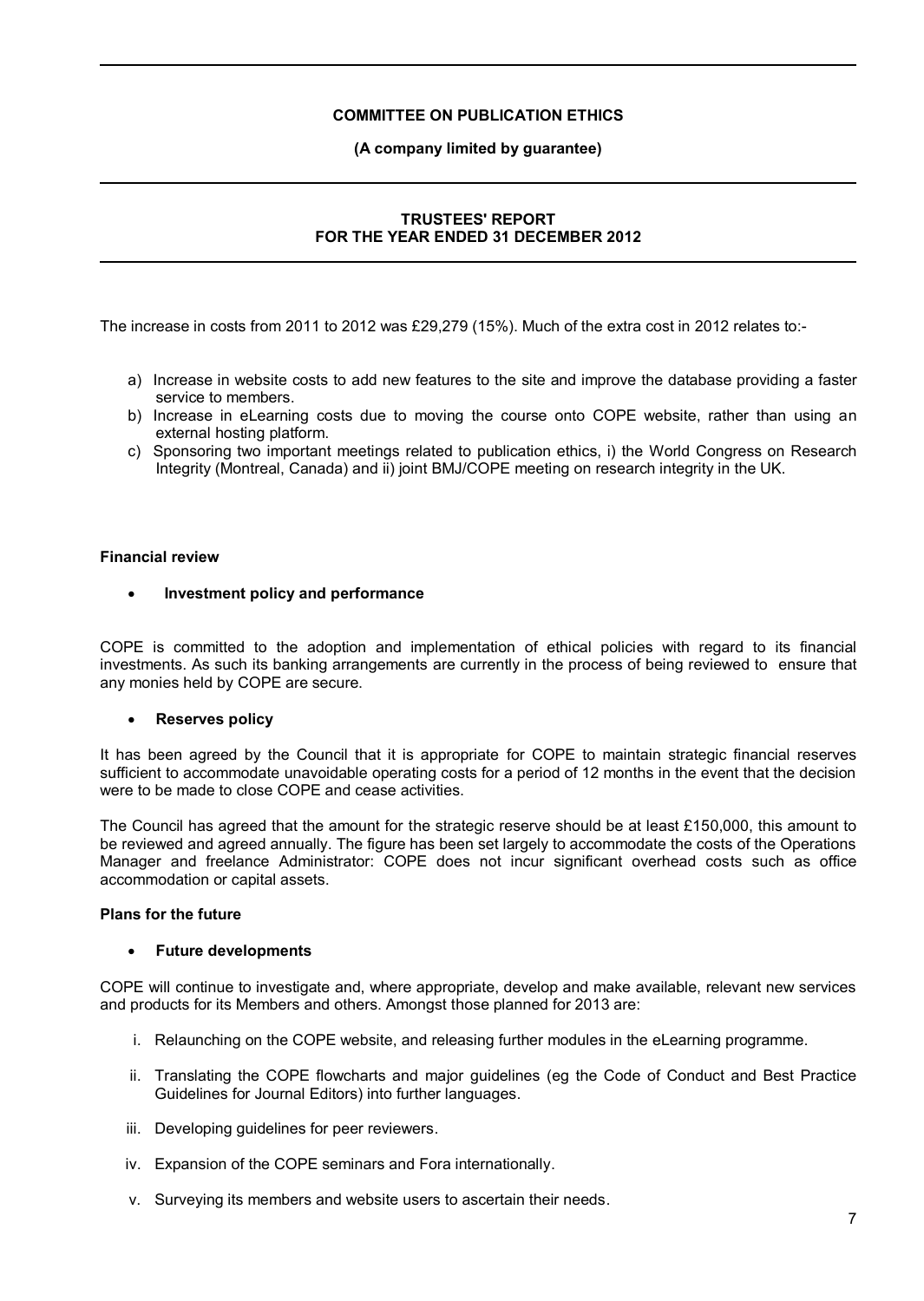# COMMITTEE ON PUBLICATION ETHICS

**(A company limited by guarantee)**

**TRUSTEES' REPORT**
**FOR THE YEAR ENDED 31 DECEMBER 2012**

The increase in costs from 2011 to 2012 was £29,279 (15%). Much of the extra cost in 2012 relates to:-

a) Increase in website costs to add new features to the site and improve the database providing a faster service to members.
b) Increase in eLearning costs due to moving the course onto COPE website, rather than using an external hosting platform.
c) Sponsoring two important meetings related to publication ethics, i) the World Congress on Research Integrity (Montreal, Canada) and ii) joint BMJ/COPE meeting on research integrity in the UK.

**Financial review**

- **Investment policy and performance**

COPE is committed to the adoption and implementation of ethical policies with regard to its financial investments. As such its banking arrangements are currently in the process of being reviewed to ensure that any monies held by COPE are secure.

- **Reserves policy**

It has been agreed by the Council that it is appropriate for COPE to maintain strategic financial reserves sufficient to accommodate unavoidable operating costs for a period of 12 months in the event that the decision were to be made to close COPE and cease activities.

The Council has agreed that the amount for the strategic reserve should be at least £150,000, this amount to be reviewed and agreed annually. The figure has been set largely to accommodate the costs of the Operations Manager and freelance Administrator: COPE does not incur significant overhead costs such as office accommodation or capital assets.

**Plans for the future**

- **Future developments**

COPE will continue to investigate and, where appropriate, develop and make available, relevant new services and products for its Members and others. Amongst those planned for 2013 are:

i. Relaunching on the COPE website, and releasing further modules in the eLearning programme.

ii. Translating the COPE flowcharts and major guidelines (eg the Code of Conduct and Best Practice Guidelines for Journal Editors) into further languages.

iii. Developing guidelines for peer reviewers.

iv. Expansion of the COPE seminars and Fora internationally.

v. Surveying its members and website users to ascertain their needs.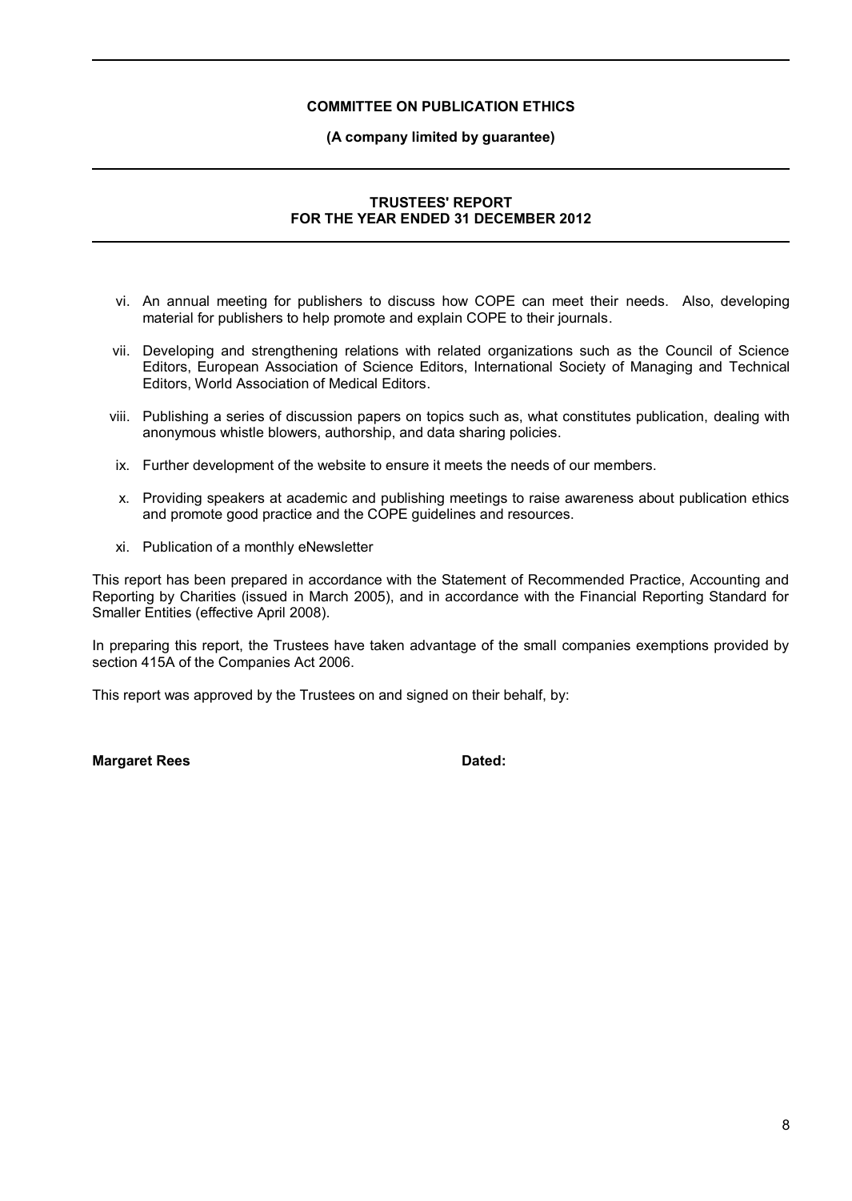**COMMITTEE ON PUBLICATION ETHICS**

**(A company limited by guarantee)**

**TRUSTEES' REPORT**
**FOR THE YEAR ENDED 31 DECEMBER 2012**

vi. An annual meeting for publishers to discuss how COPE can meet their needs. Also, developing material for publishers to help promote and explain COPE to their journals.

vii. Developing and strengthening relations with related organizations such as the Council of Science Editors, European Association of Science Editors, International Society of Managing and Technical Editors, World Association of Medical Editors.

viii. Publishing a series of discussion papers on topics such as, what constitutes publication, dealing with anonymous whistle blowers, authorship, and data sharing policies.

ix. Further development of the website to ensure it meets the needs of our members.

x. Providing speakers at academic and publishing meetings to raise awareness about publication ethics and promote good practice and the COPE guidelines and resources.

xi. Publication of a monthly eNewsletter

This report has been prepared in accordance with the Statement of Recommended Practice, Accounting and Reporting by Charities (issued in March 2005), and in accordance with the Financial Reporting Standard for Smaller Entities (effective April 2008).

In preparing this report, the Trustees have taken advantage of the small companies exemptions provided by section 415A of the Companies Act 2006.

This report was approved by the Trustees on and signed on their behalf, by:

**Margaret Rees** **Dated:**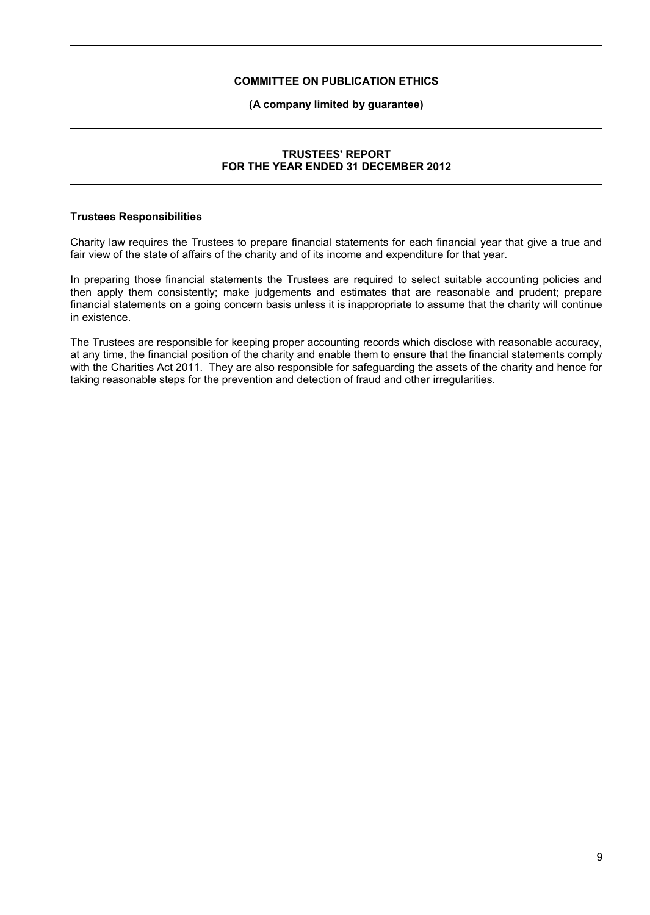**COMMITTEE ON PUBLICATION ETHICS**

**(A company limited by guarantee)**

**TRUSTEES' REPORT FOR THE YEAR ENDED 31 DECEMBER 2012**

**Trustees Responsibilities**

Charity law requires the Trustees to prepare financial statements for each financial year that give a true and fair view of the state of affairs of the charity and of its income and expenditure for that year.

In preparing those financial statements the Trustees are required to select suitable accounting policies and then apply them consistently; make judgements and estimates that are reasonable and prudent; prepare financial statements on a going concern basis unless it is inappropriate to assume that the charity will continue in existence.

The Trustees are responsible for keeping proper accounting records which disclose with reasonable accuracy, at any time, the financial position of the charity and enable them to ensure that the financial statements comply with the Charities Act 2011. They are also responsible for safeguarding the assets of the charity and hence for taking reasonable steps for the prevention and detection of fraud and other irregularities.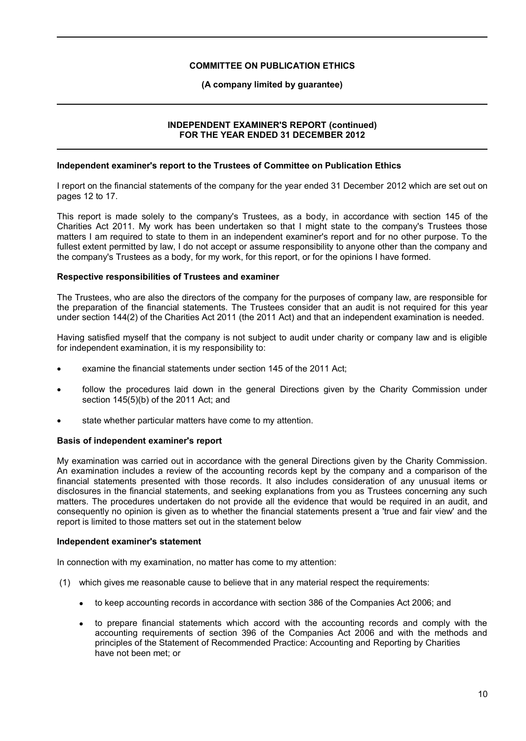**COMMITTEE ON PUBLICATION ETHICS**

**(A company limited by guarantee)**

**INDEPENDENT EXAMINER'S REPORT (continued)**
**FOR THE YEAR ENDED 31 DECEMBER 2012**

### Independent examiner's report to the Trustees of Committee on Publication Ethics

I report on the financial statements of the company for the year ended 31 December 2012 which are set out on pages 12 to 17.

This report is made solely to the company's Trustees, as a body, in accordance with section 145 of the Charities Act 2011. My work has been undertaken so that I might state to the company's Trustees those matters I am required to state to them in an independent examiner's report and for no other purpose. To the fullest extent permitted by law, I do not accept or assume responsibility to anyone other than the company and the company's Trustees as a body, for my work, for this report, or for the opinions I have formed.

### Respective responsibilities of Trustees and examiner

The Trustees, who are also the directors of the company for the purposes of company law, are responsible for the preparation of the financial statements. The Trustees consider that an audit is not required for this year under section 144(2) of the Charities Act 2011 (the 2011 Act) and that an independent examination is needed.

Having satisfied myself that the company is not subject to audit under charity or company law and is eligible for independent examination, it is my responsibility to:

- examine the financial statements under section 145 of the 2011 Act;
- follow the procedures laid down in the general Directions given by the Charity Commission under section 145(5)(b) of the 2011 Act; and
- state whether particular matters have come to my attention.

### Basis of independent examiner's report

My examination was carried out in accordance with the general Directions given by the Charity Commission. An examination includes a review of the accounting records kept by the company and a comparison of the financial statements presented with those records. It also includes consideration of any unusual items or disclosures in the financial statements, and seeking explanations from you as Trustees concerning any such matters. The procedures undertaken do not provide all the evidence that would be required in an audit, and consequently no opinion is given as to whether the financial statements present a 'true and fair view' and the report is limited to those matters set out in the statement below

### Independent examiner's statement

In connection with my examination, no matter has come to my attention:

(1) which gives me reasonable cause to believe that in any material respect the requirements:

- to keep accounting records in accordance with section 386 of the Companies Act 2006; and
- to prepare financial statements which accord with the accounting records and comply with the accounting requirements of section 396 of the Companies Act 2006 and with the methods and principles of the Statement of Recommended Practice: Accounting and Reporting by Charities have not been met; or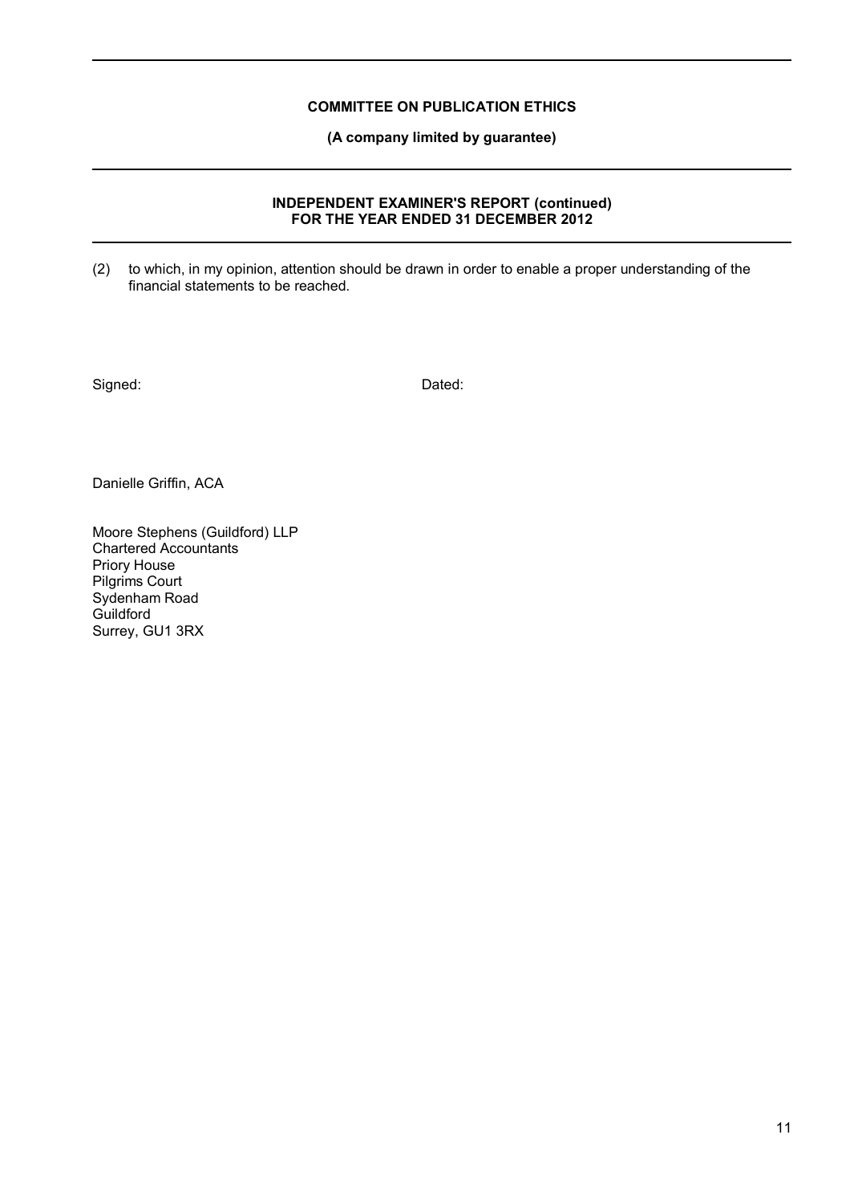**COMMITTEE ON PUBLICATION ETHICS**

**(A company limited by guarantee)**

**INDEPENDENT EXAMINER'S REPORT (continued)**
**FOR THE YEAR ENDED 31 DECEMBER 2012**

(2) to which, in my opinion, attention should be drawn in order to enable a proper understanding of the financial statements to be reached.

Signed: Dated:

Danielle Griffin, ACA

Moore Stephens (Guildford) LLP
Chartered Accountants
Priory House
Pilgrims Court
Sydenham Road
Guildford
Surrey, GU1 3RX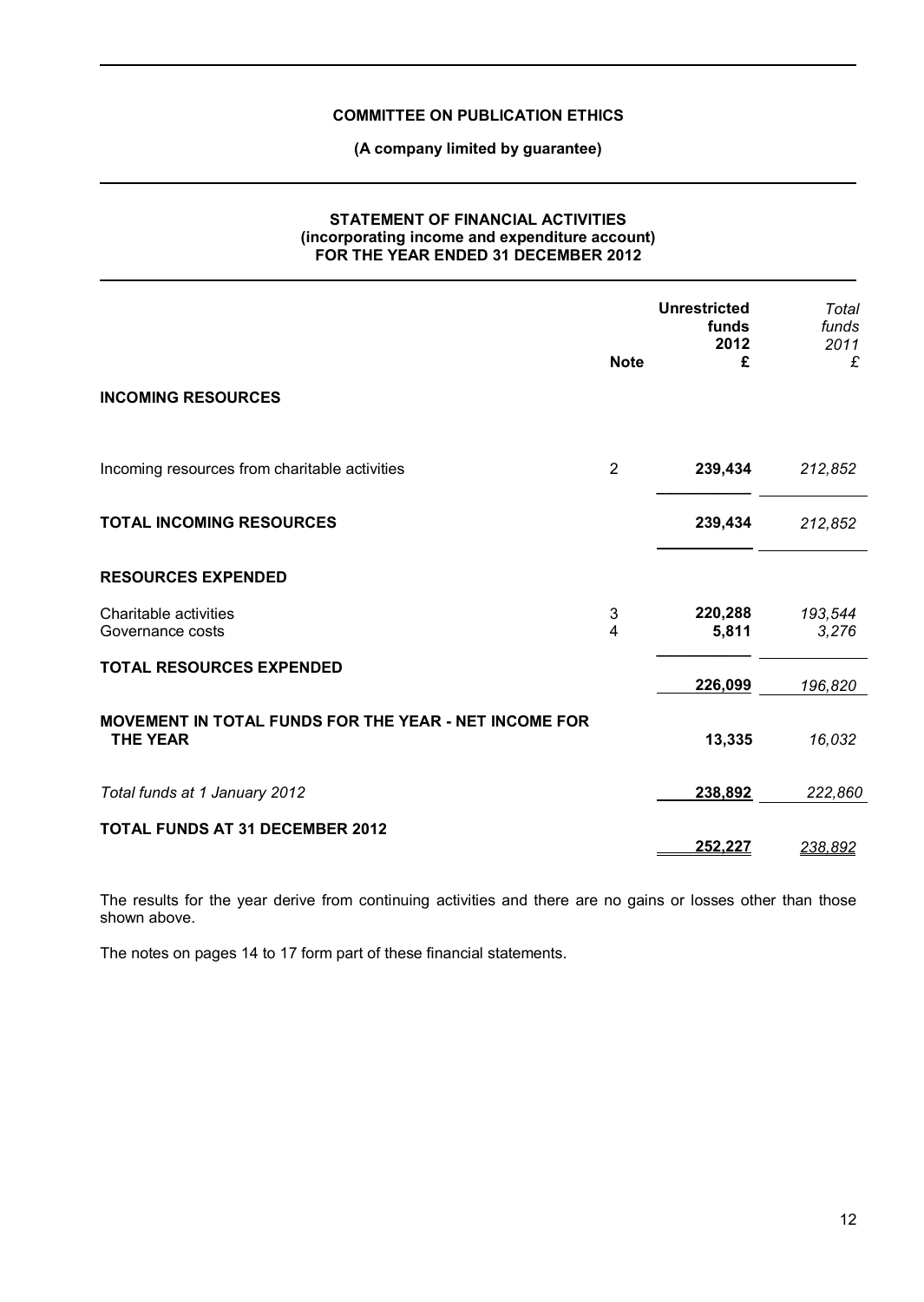**COMMITTEE ON PUBLICATION ETHICS**

**(A company limited by guarantee)**

**STATEMENT OF FINANCIAL ACTIVITIES**
**(incorporating income and expenditure account)**
**FOR THE YEAR ENDED 31 DECEMBER 2012**

| | Note | Unrestricted funds 2012 £ | *Total funds 2011 £* |
|---|---|---|---|
| **INCOMING RESOURCES** | | | |
| Incoming resources from charitable activities | 2 | **239,434** | *212,852* |
| **TOTAL INCOMING RESOURCES** | | **239,434** | *212,852* |
| **RESOURCES EXPENDED** | | | |
| Charitable activities | 3 | **220,288** | *193,544* |
| Governance costs | 4 | **5,811** | *3,276* |
| **TOTAL RESOURCES EXPENDED** | | **226,099** | *196,820* |
| **MOVEMENT IN TOTAL FUNDS FOR THE YEAR - NET INCOME FOR THE YEAR** | | **13,335** | *16,032* |
| *Total funds at 1 January 2012* | | **238,892** | *222,860* |
| **TOTAL FUNDS AT 31 DECEMBER 2012** | | **252,227** | *238,892* |

The results for the year derive from continuing activities and there are no gains or losses other than those shown above.

The notes on pages 14 to 17 form part of these financial statements.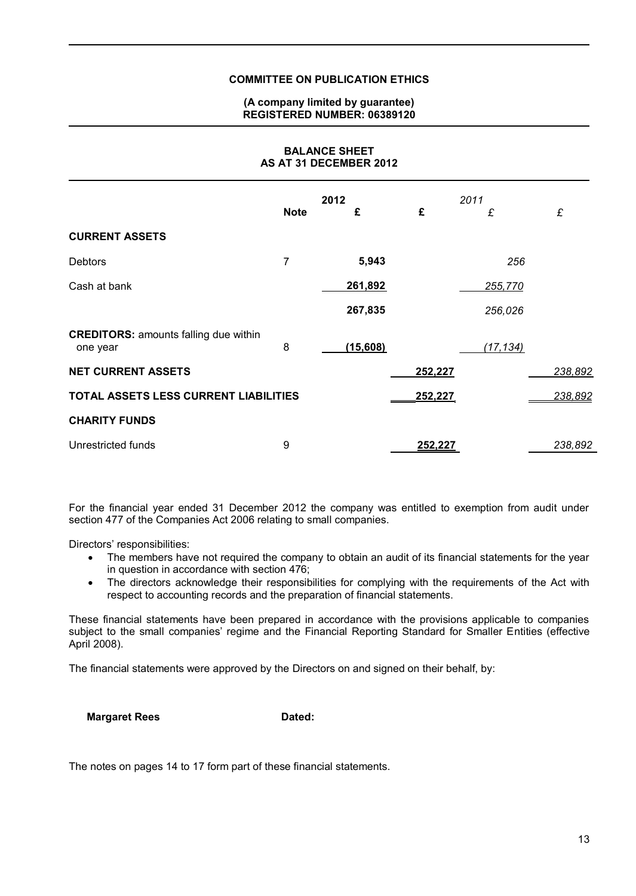**COMMITTEE ON PUBLICATION ETHICS**

**(A company limited by guarantee)**
**REGISTERED NUMBER: 06389120**

## BALANCE SHEET
## AS AT 31 DECEMBER 2012

| | Note | 2012 £ | 2012 £ | *2011* *£* | *2011* *£* |
|---|---|---|---|---|---|
| **CURRENT ASSETS** | | | | | |
| Debtors | 7 | **5,943** | | *256* | |
| Cash at bank | | **261,892** | | *255,770* | |
| | | **267,835** | | *256,026* | |
| **CREDITORS:** amounts falling due within one year | 8 | **(15,608)** | | *(17,134)* | |
| **NET CURRENT ASSETS** | | | **252,227** | | *238,892* |
| **TOTAL ASSETS LESS CURRENT LIABILITIES** | | | **252,227** | | *238,892* |
| **CHARITY FUNDS** | | | | | |
| Unrestricted funds | 9 | | **252,227** | | *238,892* |

For the financial year ended 31 December 2012 the company was entitled to exemption from audit under section 477 of the Companies Act 2006 relating to small companies.

Directors' responsibilities:

- The members have not required the company to obtain an audit of its financial statements for the year in question in accordance with section 476;
- The directors acknowledge their responsibilities for complying with the requirements of the Act with respect to accounting records and the preparation of financial statements.

These financial statements have been prepared in accordance with the provisions applicable to companies subject to the small companies' regime and the Financial Reporting Standard for Smaller Entities (effective April 2008).

The financial statements were approved by the Directors on and signed on their behalf, by:

**Margaret Rees** **Dated:**

The notes on pages 14 to 17 form part of these financial statements.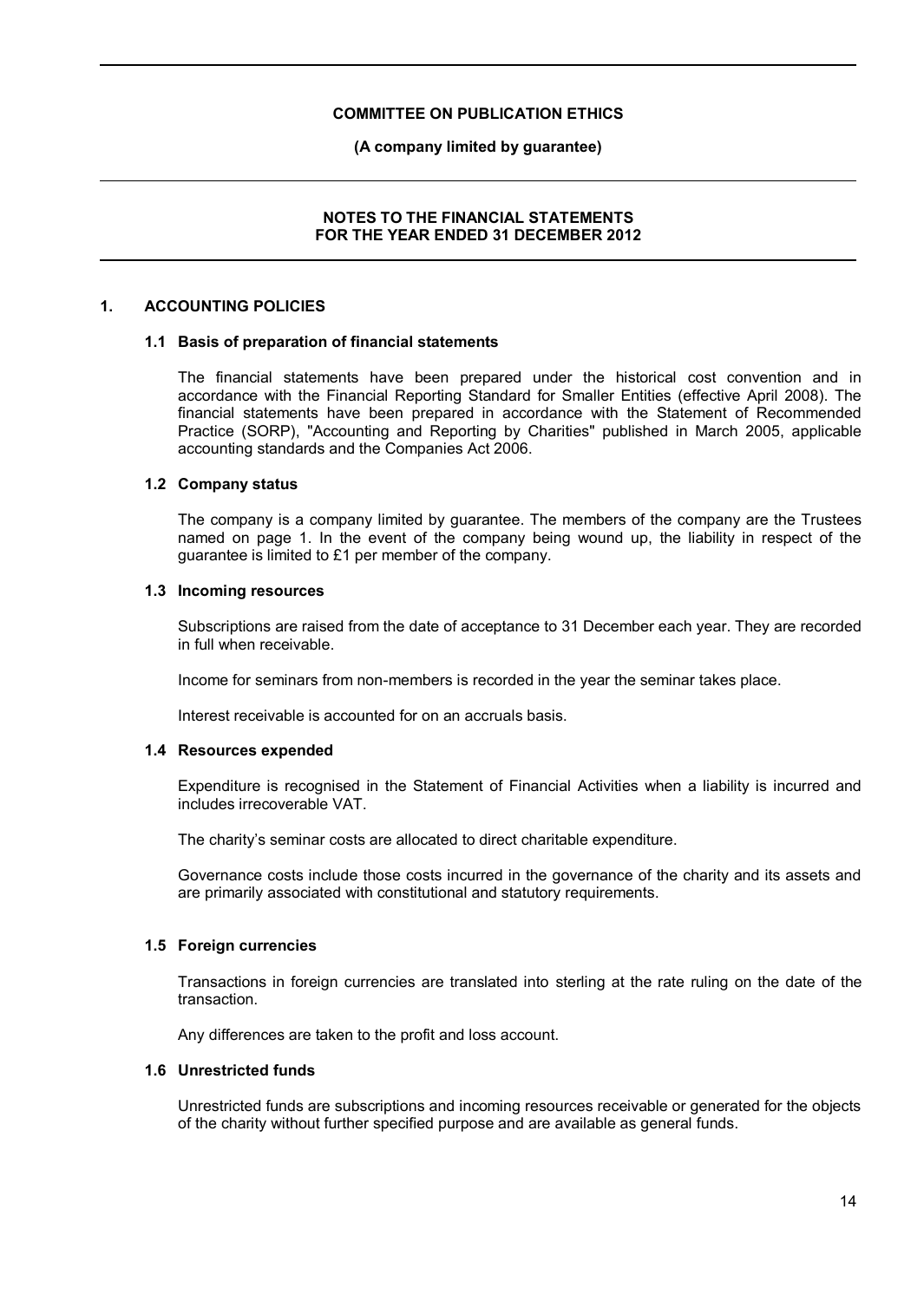**COMMITTEE ON PUBLICATION ETHICS**

**(A company limited by guarantee)**

**NOTES TO THE FINANCIAL STATEMENTS FOR THE YEAR ENDED 31 DECEMBER 2012**

## 1. ACCOUNTING POLICIES

### 1.1 Basis of preparation of financial statements

The financial statements have been prepared under the historical cost convention and in accordance with the Financial Reporting Standard for Smaller Entities (effective April 2008). The financial statements have been prepared in accordance with the Statement of Recommended Practice (SORP), "Accounting and Reporting by Charities" published in March 2005, applicable accounting standards and the Companies Act 2006.

### 1.2 Company status

The company is a company limited by guarantee. The members of the company are the Trustees named on page 1. In the event of the company being wound up, the liability in respect of the guarantee is limited to £1 per member of the company.

### 1.3 Incoming resources

Subscriptions are raised from the date of acceptance to 31 December each year. They are recorded in full when receivable.

Income for seminars from non-members is recorded in the year the seminar takes place.

Interest receivable is accounted for on an accruals basis.

### 1.4 Resources expended

Expenditure is recognised in the Statement of Financial Activities when a liability is incurred and includes irrecoverable VAT.

The charity's seminar costs are allocated to direct charitable expenditure.

Governance costs include those costs incurred in the governance of the charity and its assets and are primarily associated with constitutional and statutory requirements.

### 1.5 Foreign currencies

Transactions in foreign currencies are translated into sterling at the rate ruling on the date of the transaction.

Any differences are taken to the profit and loss account.

### 1.6 Unrestricted funds

Unrestricted funds are subscriptions and incoming resources receivable or generated for the objects of the charity without further specified purpose and are available as general funds.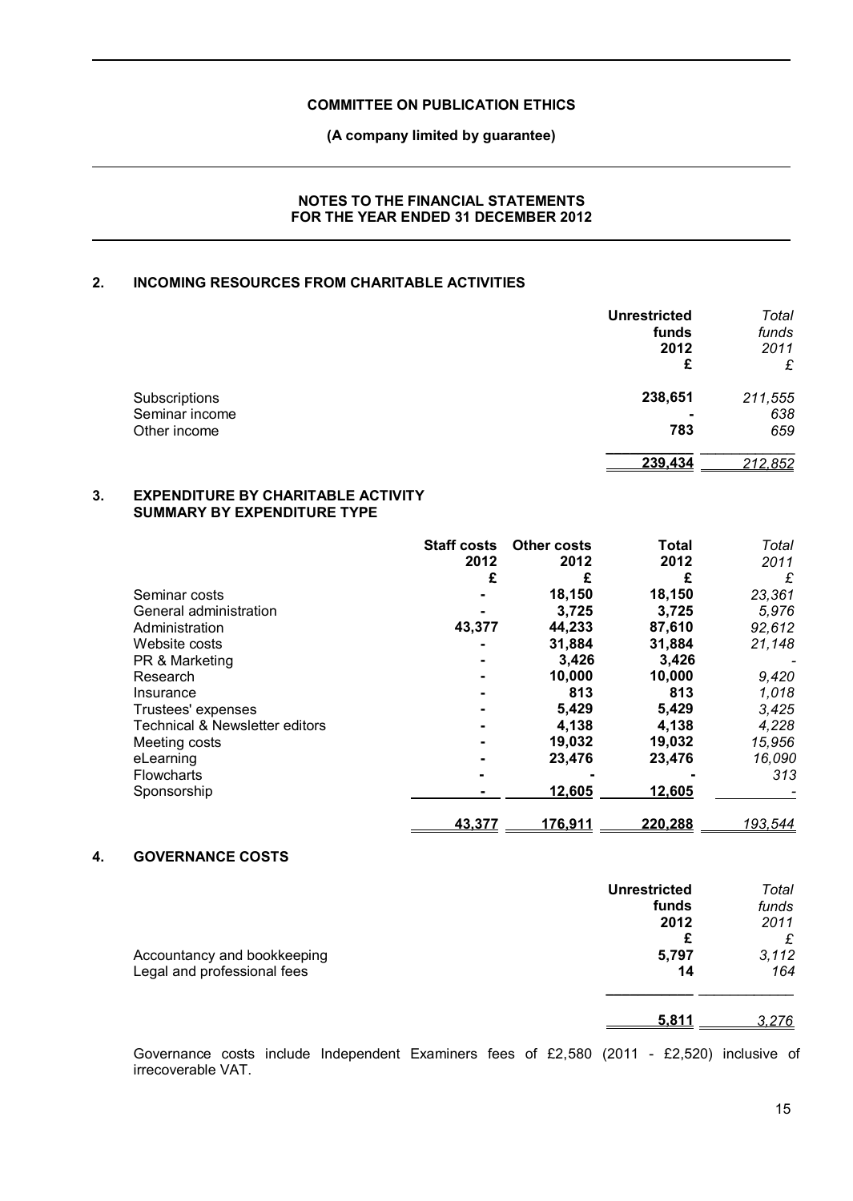**COMMITTEE ON PUBLICATION ETHICS**

**(A company limited by guarantee)**

**NOTES TO THE FINANCIAL STATEMENTS FOR THE YEAR ENDED 31 DECEMBER 2012**

## 2. INCOMING RESOURCES FROM CHARITABLE ACTIVITIES

| | **Unrestricted funds 2012 £** | *Total funds 2011 £* |
|---|---|---|
| Subscriptions | **238,651** | *211,555* |
| Seminar income | **-** | *638* |
| Other income | **783** | *659* |
| | **239,434** | *212,852* |

## 3. EXPENDITURE BY CHARITABLE ACTIVITY SUMMARY BY EXPENDITURE TYPE

| | **Staff costs 2012 £** | **Other costs 2012 £** | **Total 2012 £** | *Total 2011 £* |
|---|---|---|---|---|
| Seminar costs | **-** | **18,150** | **18,150** | *23,361* |
| General administration | **-** | **3,725** | **3,725** | *5,976* |
| Administration | **43,377** | **44,233** | **87,610** | *92,612* |
| Website costs | **-** | **31,884** | **31,884** | *21,148* |
| PR & Marketing | **-** | **3,426** | **3,426** | *-* |
| Research | **-** | **10,000** | **10,000** | *9,420* |
| Insurance | **-** | **813** | **813** | *1,018* |
| Trustees' expenses | **-** | **5,429** | **5,429** | *3,425* |
| Technical & Newsletter editors | **-** | **4,138** | **4,138** | *4,228* |
| Meeting costs | **-** | **19,032** | **19,032** | *15,956* |
| eLearning | **-** | **23,476** | **23,476** | *16,090* |
| Flowcharts | **-** | **-** | **-** | *313* |
| Sponsorship | **-** | **12,605** | **12,605** | *-* |
| | **43,377** | **176,911** | **220,288** | *193,544* |

## 4. GOVERNANCE COSTS

| | **Unrestricted funds 2012 £** | *Total funds 2011 £* |
|---|---|---|
| Accountancy and bookkeeping | **5,797** | *3,112* |
| Legal and professional fees | **14** | *164* |
| | **5,811** | *3,276* |

Governance costs include Independent Examiners fees of £2,580 (2011 - £2,520) inclusive of irrecoverable VAT.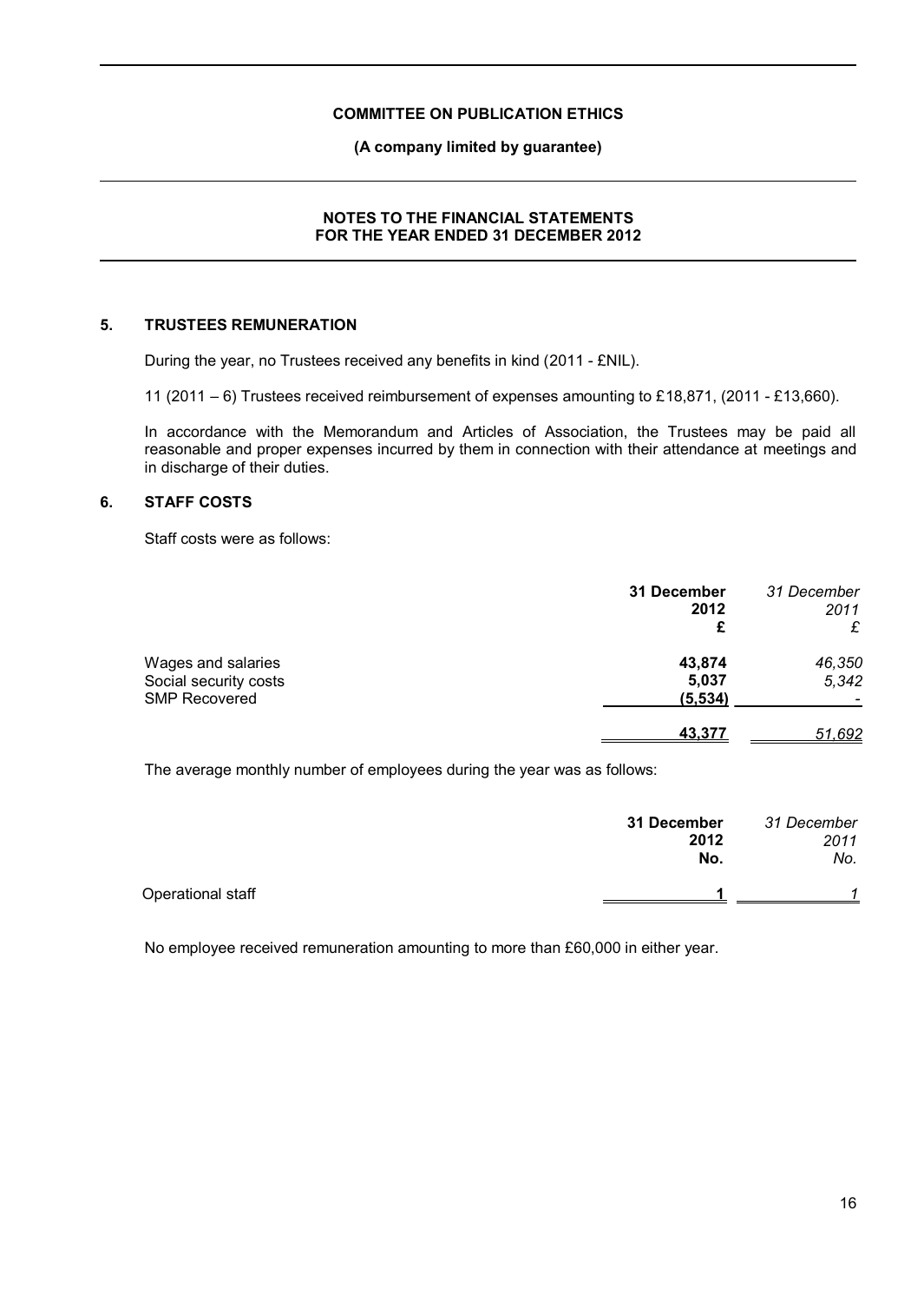**COMMITTEE ON PUBLICATION ETHICS**

**(A company limited by guarantee)**

**NOTES TO THE FINANCIAL STATEMENTS
FOR THE YEAR ENDED 31 DECEMBER 2012**

## 5. TRUSTEES REMUNERATION

During the year, no Trustees received any benefits in kind (2011 - £NIL).

11 (2011 – 6) Trustees received reimbursement of expenses amounting to £18,871, (2011 - £13,660).

In accordance with the Memorandum and Articles of Association, the Trustees may be paid all reasonable and proper expenses incurred by them in connection with their attendance at meetings and in discharge of their duties.

## 6. STAFF COSTS

Staff costs were as follows:

| | **31 December 2012 £** | *31 December 2011 £* |
|---|---|---|
| Wages and salaries | **43,874** | *46,350* |
| Social security costs | **5,037** | *5,342* |
| SMP Recovered | **(5,534)** | *-* |
| | **43,377** | *51,692* |

The average monthly number of employees during the year was as follows:

| | **31 December 2012 No.** | *31 December 2011 No.* |
|---|---|---|
| Operational staff | **1** | *1* |

No employee received remuneration amounting to more than £60,000 in either year.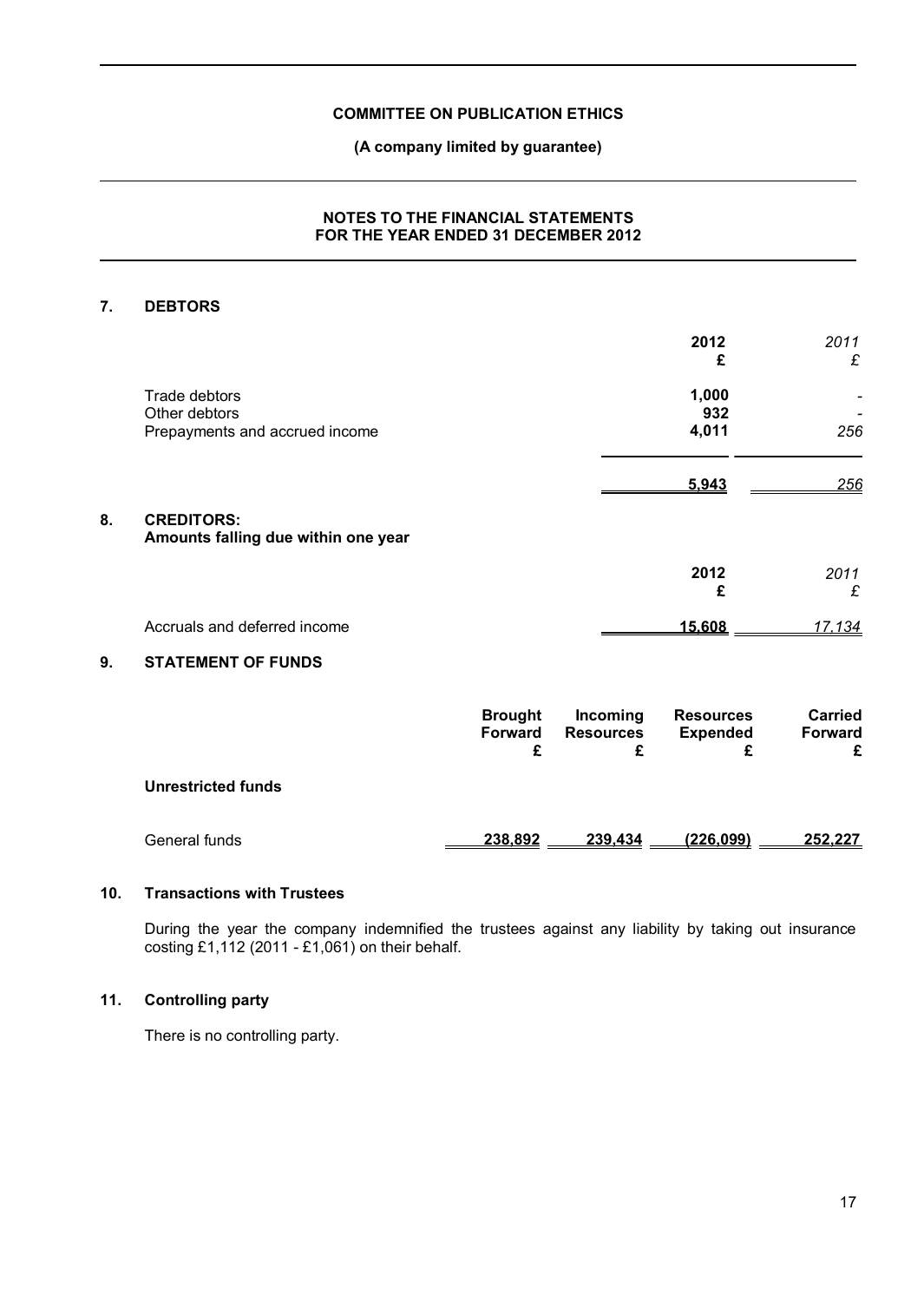**COMMITTEE ON PUBLICATION ETHICS**

**(A company limited by guarantee)**

**NOTES TO THE FINANCIAL STATEMENTS FOR THE YEAR ENDED 31 DECEMBER 2012**

## 7. DEBTORS

| | **2012 £** | *2011 £* |
|---|---|---|
| Trade debtors | **1,000** | - |
| Other debtors | **932** | - |
| Prepayments and accrued income | **4,011** | *256* |
| | **5,943** | *256* |

## 8. CREDITORS: Amounts falling due within one year

| | **2012 £** | *2011 £* |
|---|---|---|
| Accruals and deferred income | **15,608** | *17,134* |

## 9. STATEMENT OF FUNDS

| | **Brought Forward £** | **Incoming Resources £** | **Resources Expended £** | **Carried Forward £** |
|---|---|---|---|---|
| **Unrestricted funds** | | | | |
| General funds | **238,892** | **239,434** | **(226,099)** | **252,227** |

## 10. Transactions with Trustees

During the year the company indemnified the trustees against any liability by taking out insurance costing £1,112 (2011 - £1,061) on their behalf.

## 11. Controlling party

There is no controlling party.